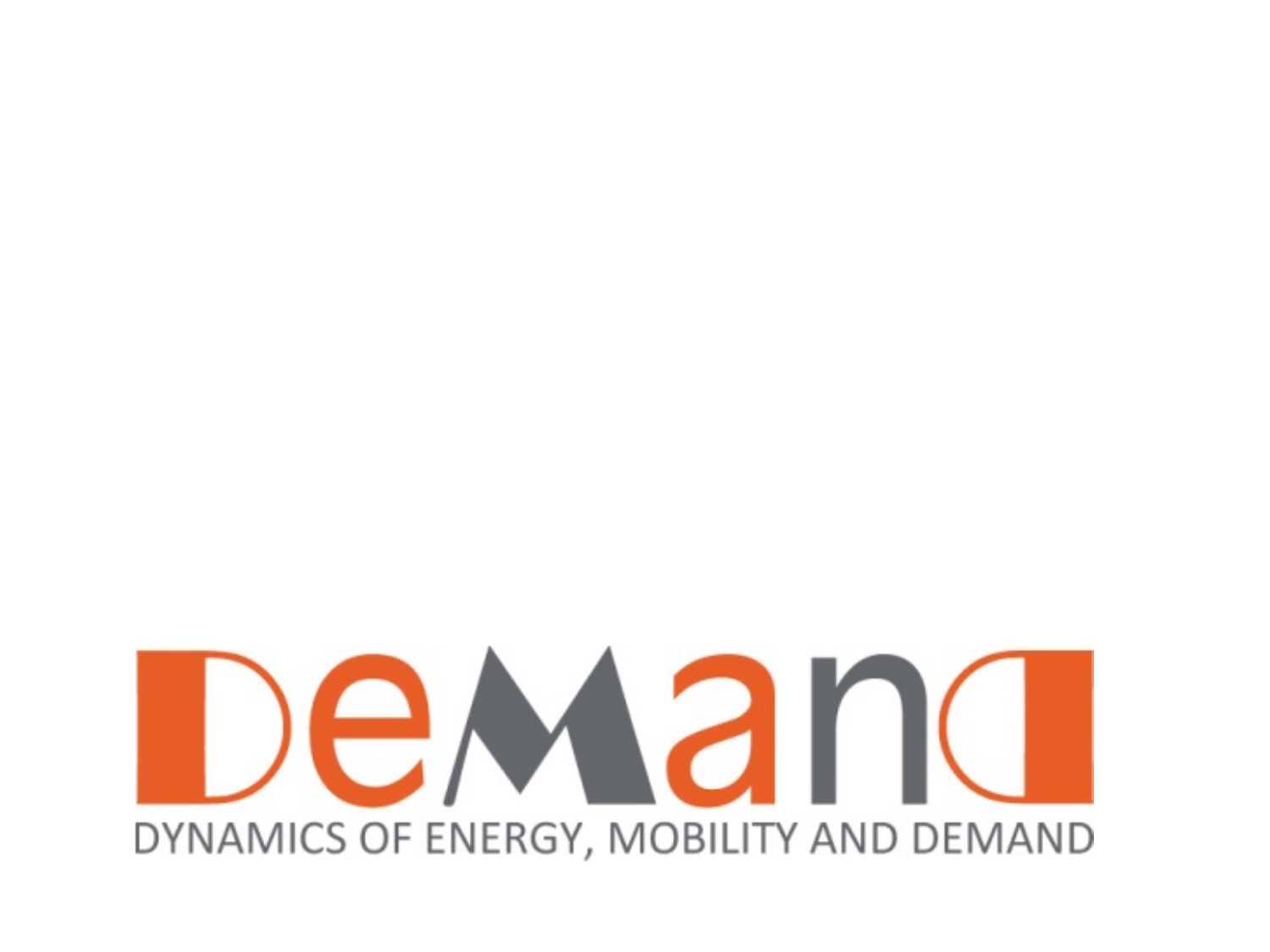# DeMand

DYNAMICS OF ENERGY, MOBILITY AND DEMAND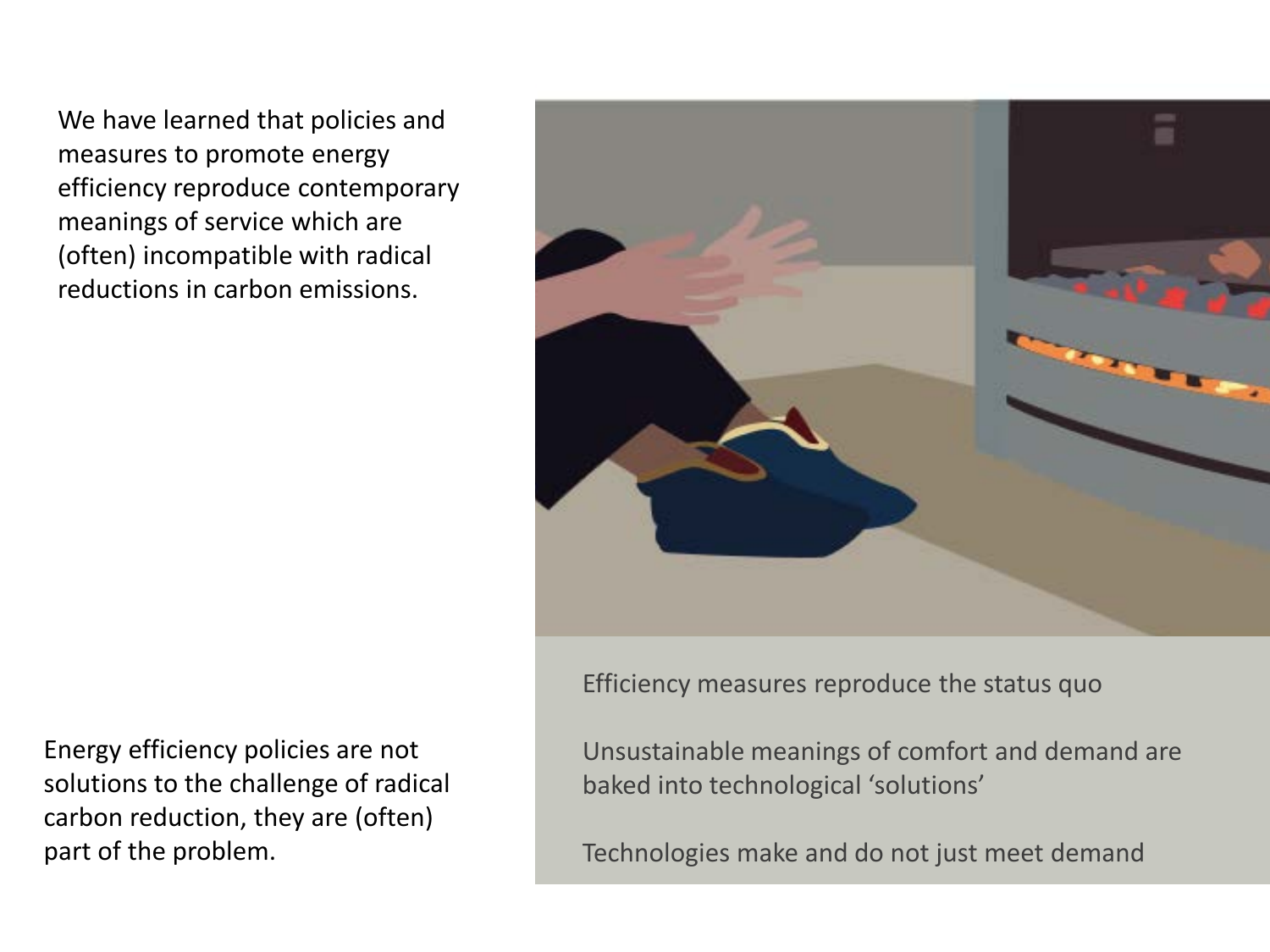We have learned that policies and measures to promote energy efficiency reproduce contemporary meanings of service which are (often) incompatible with radical reductions in carbon emissions.

Efficiency measures reproduce the status quo

Unsustainable meanings of comfort and demand are baked into technological 'solutions'

Technologies make and do not just meet demand

Energy efficiency policies are not solutions to the challenge of radical carbon reduction, they are (often) part of the problem.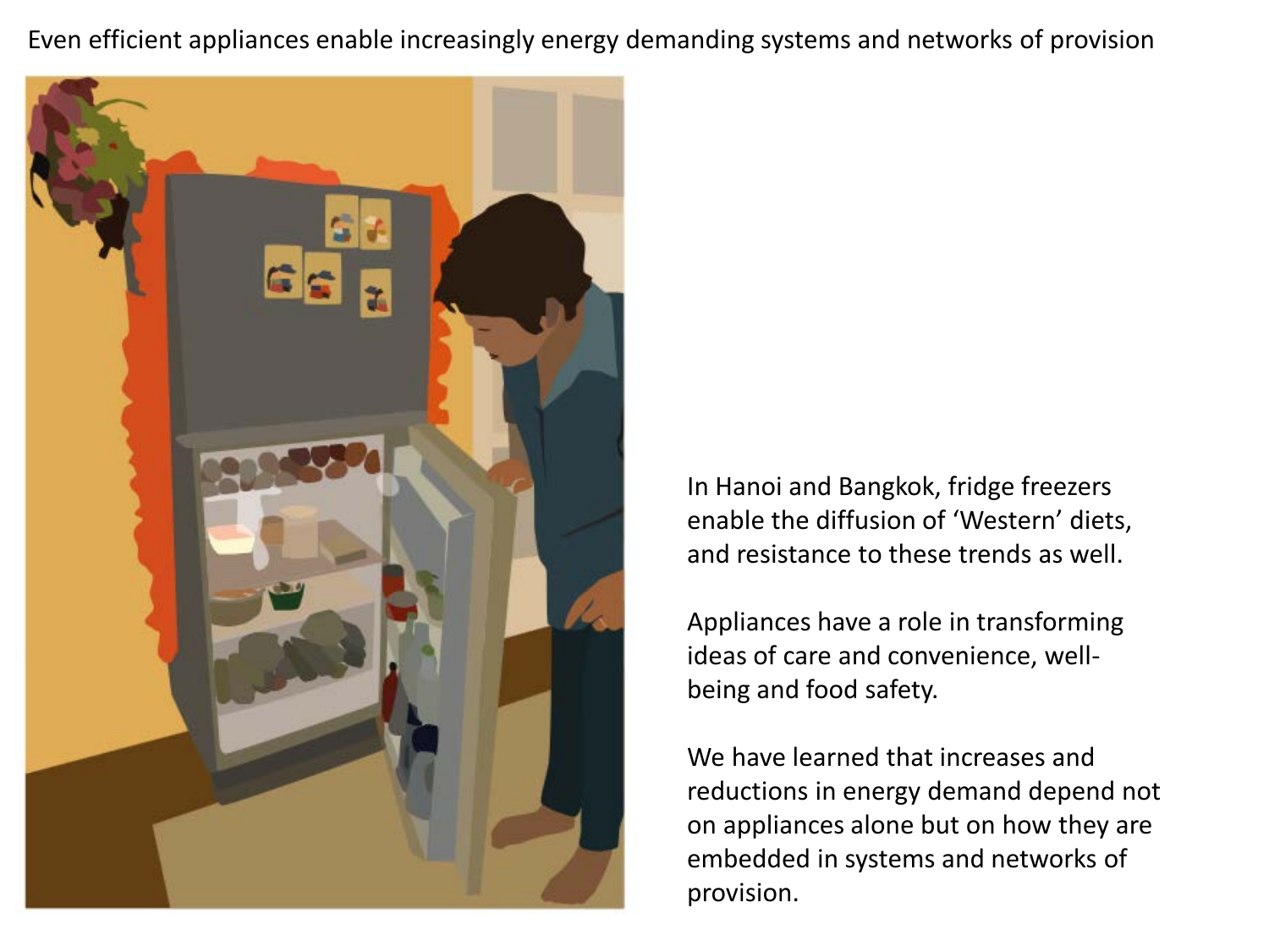# Even efficient appliances enable increasingly energy demanding systems and networks of provision

In Hanoi and Bangkok, fridge freezers enable the diffusion of 'Western' diets, and resistance to these trends as well.

Appliances have a role in transforming ideas of care and convenience, well-being and food safety.

We have learned that increases and reductions in energy demand depend not on appliances alone but on how they are embedded in systems and networks of provision.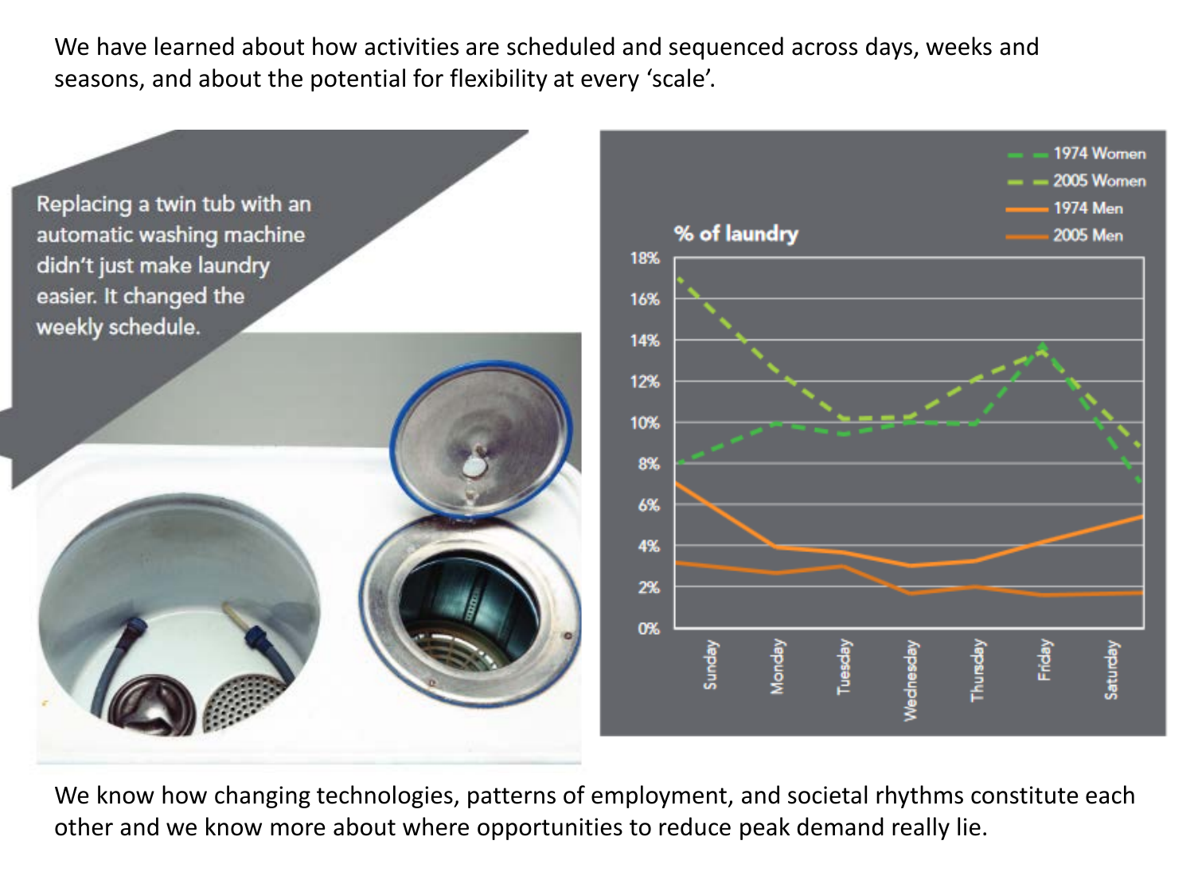We have learned about how activities are scheduled and sequenced across days, weeks and seasons, and about the potential for flexibility at every 'scale'.

Replacing a twin tub with an automatic washing machine didn't just make laundry easier. It changed the weekly schedule.

We know how changing technologies, patterns of employment, and societal rhythms constitute each other and we know more about where opportunities to reduce peak demand really lie.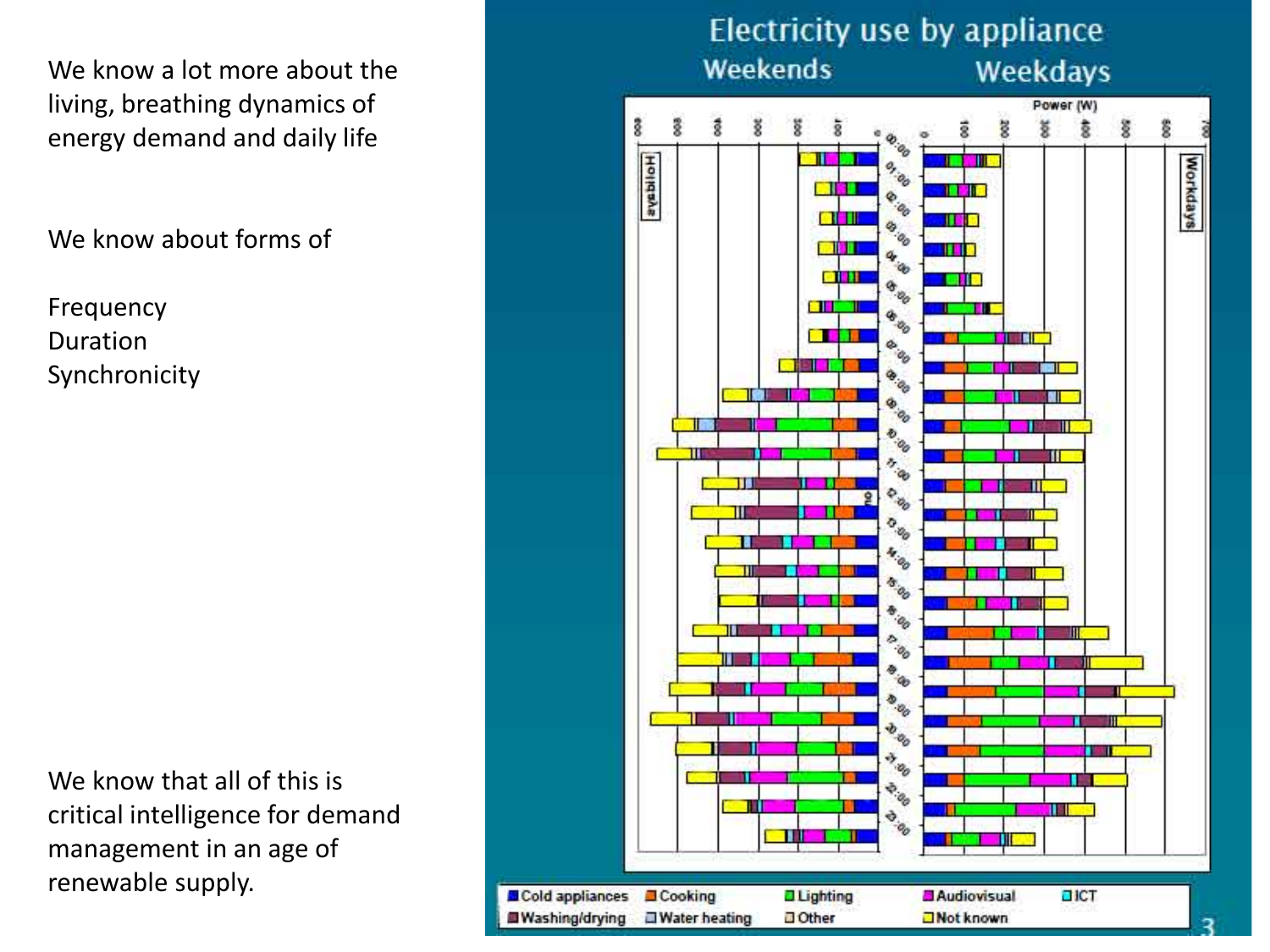We know a lot more about the living, breathing dynamics of energy demand and daily life

We know about forms of

Frequency
Duration
Synchronicity

We know that all of this is critical intelligence for demand management in an age of renewable supply.

## Electricity use by appliance

Weekends — Weekdays

Cold appliances, Cooking, Lighting, Audiovisual, ICT, Washing/drying, Water heating, Other, Not known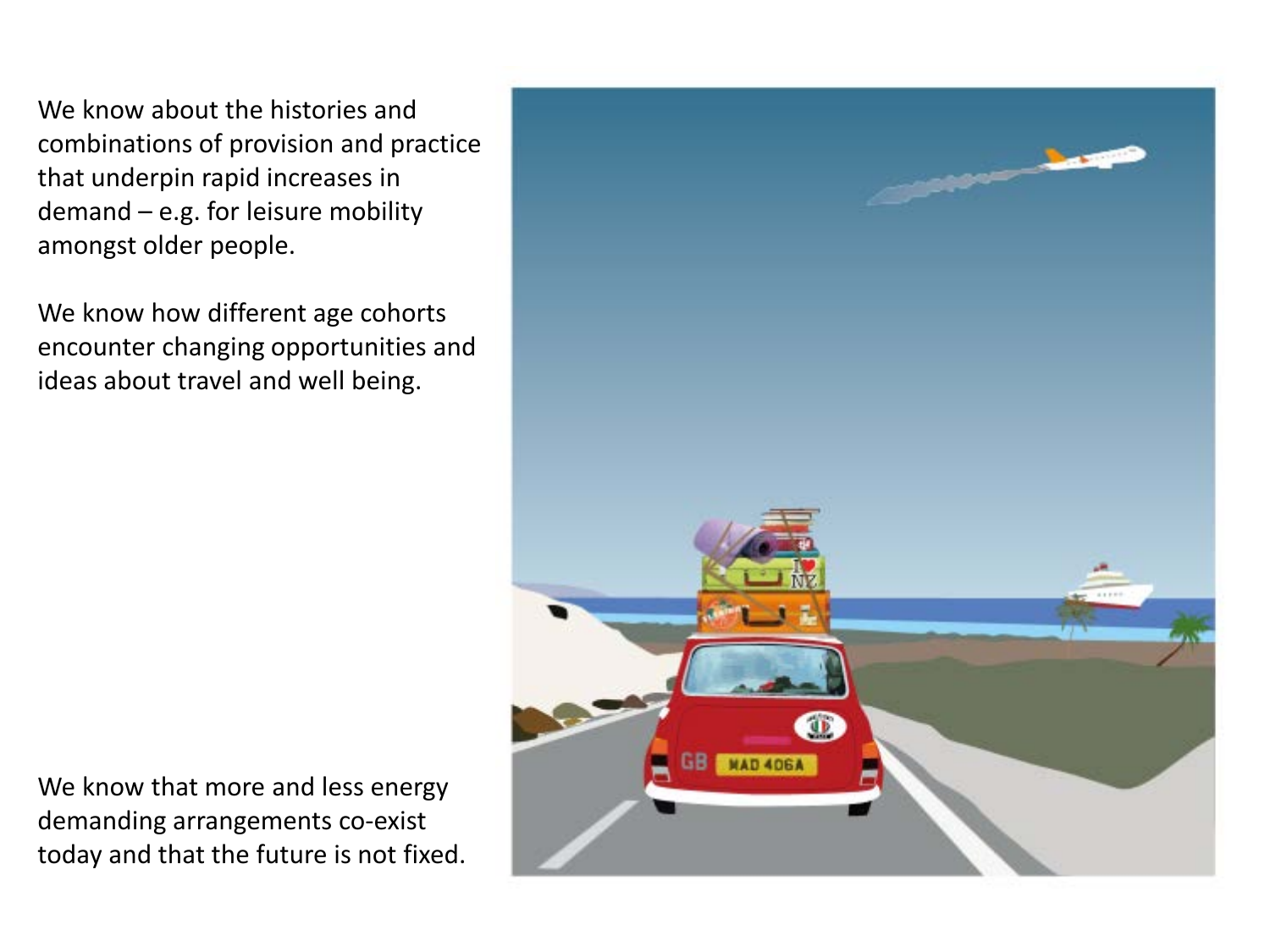We know about the histories and combinations of provision and practice that underpin rapid increases in demand – e.g. for leisure mobility amongst older people.

We know how different age cohorts encounter changing opportunities and ideas about travel and well being.

We know that more and less energy demanding arrangements co-exist today and that the future is not fixed.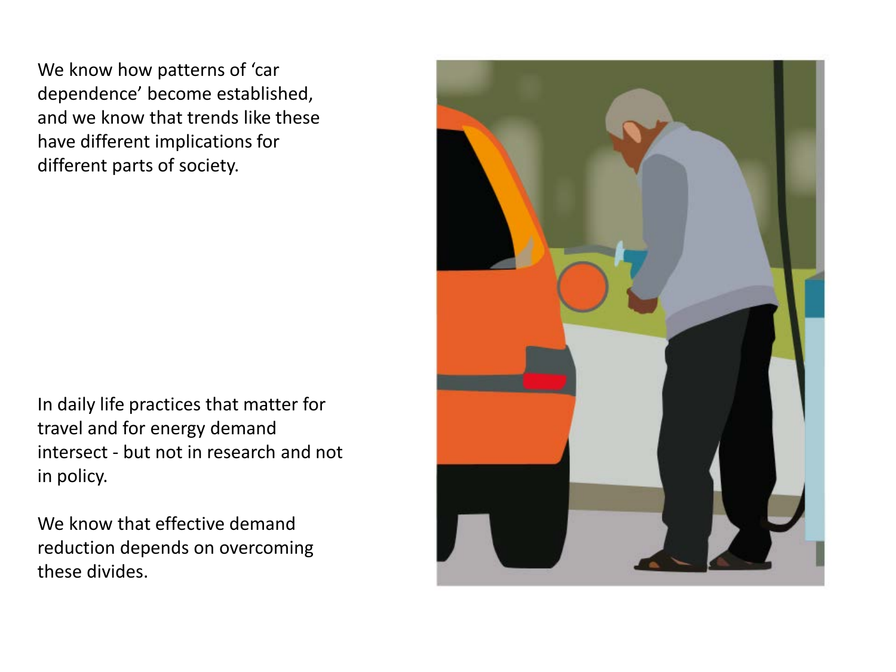We know how patterns of 'car dependence' become established, and we know that trends like these have different implications for different parts of society.

In daily life practices that matter for travel and for energy demand intersect - but not in research and not in policy.

We know that effective demand reduction depends on overcoming these divides.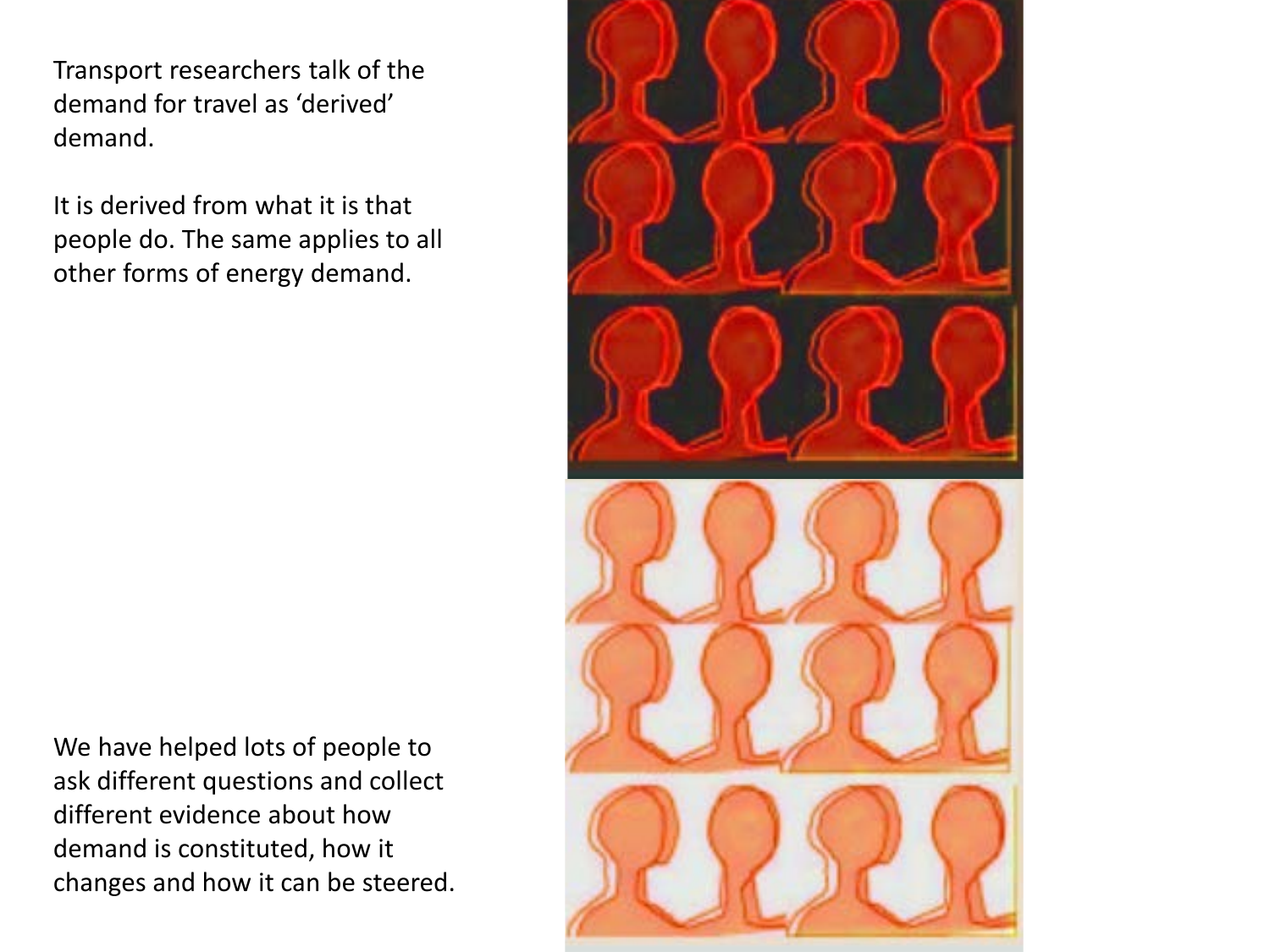Transport researchers talk of the demand for travel as 'derived' demand.

It is derived from what it is that people do. The same applies to all other forms of energy demand.

We have helped lots of people to ask different questions and collect different evidence about how demand is constituted, how it changes and how it can be steered.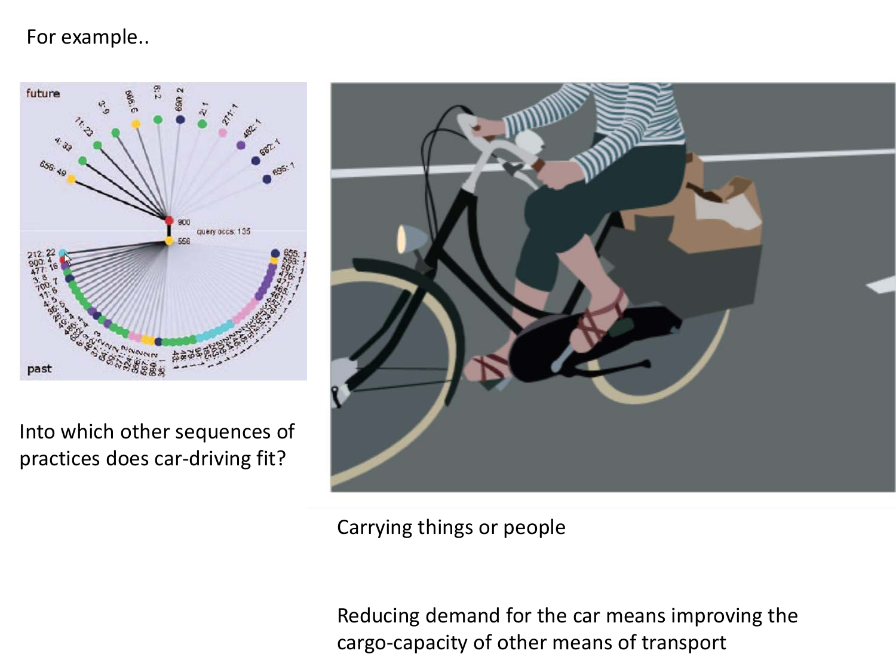For example..

Into which other sequences of practices does car-driving fit?

Carrying things or people

Reducing demand for the car means improving the cargo-capacity of other means of transport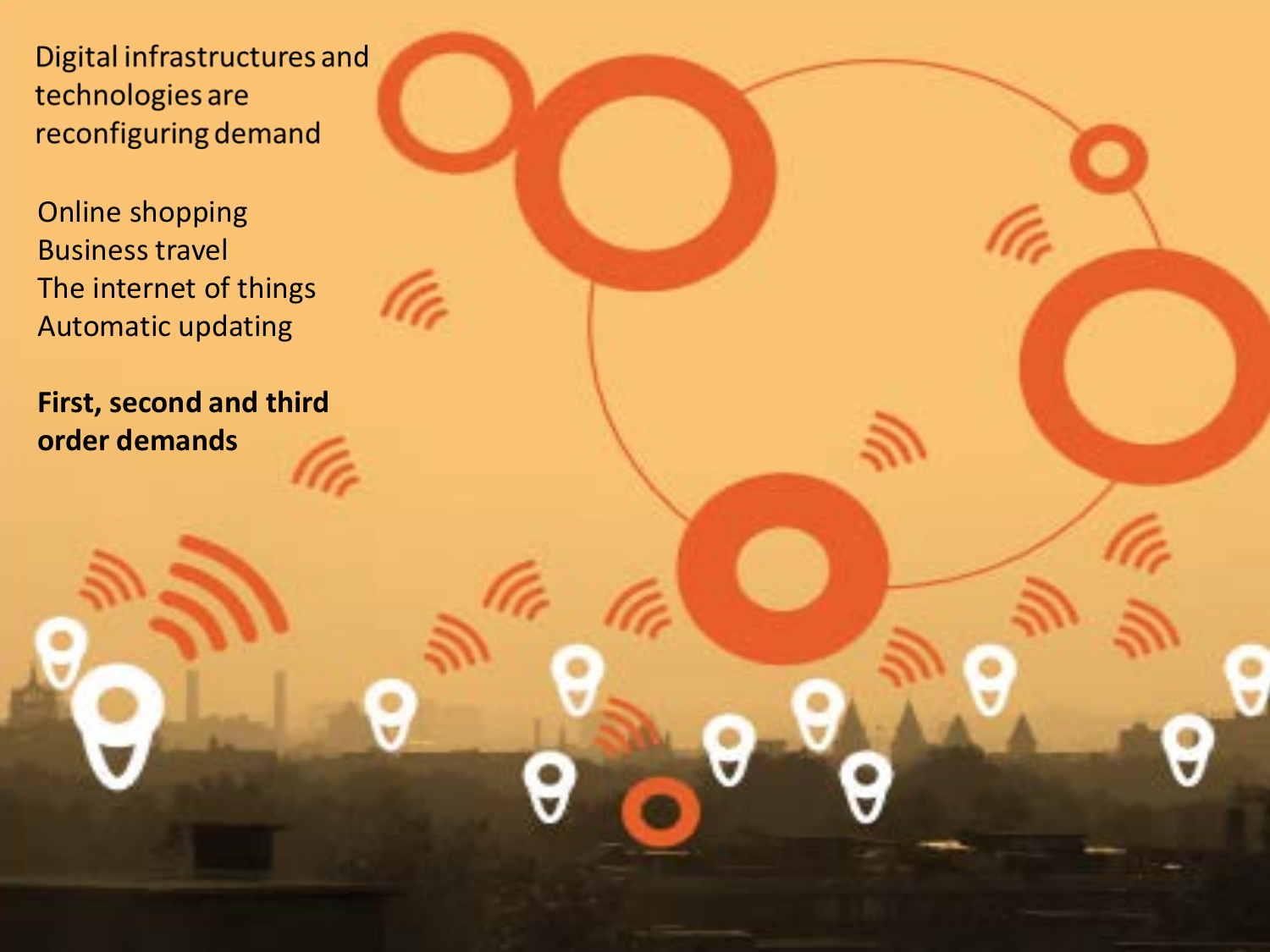Digital infrastructures and technologies are reconfiguring demand

Online shopping
Business travel
The internet of things
Automatic updating

**First, second and third order demands**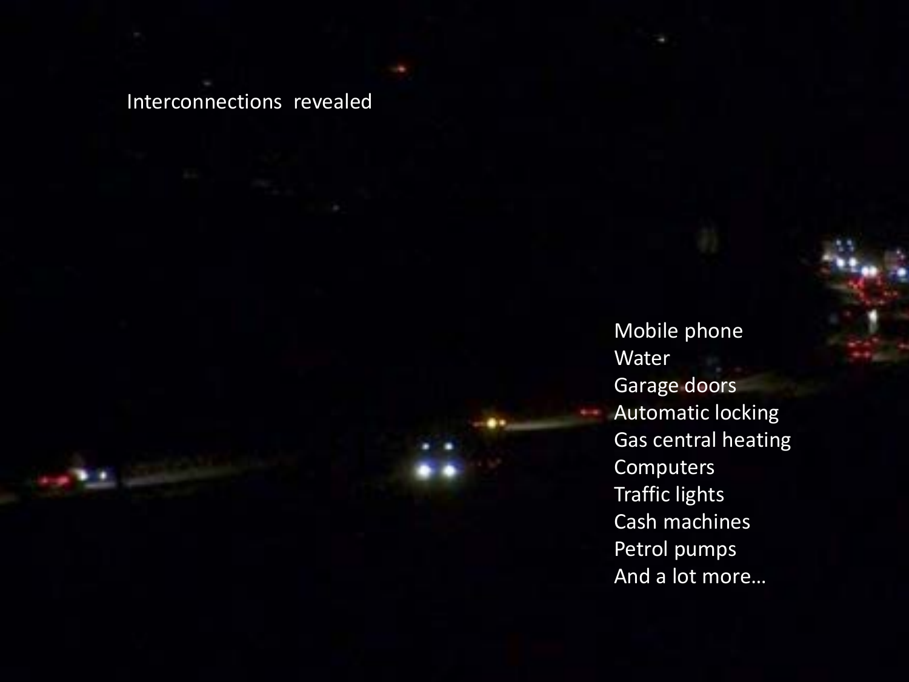Interconnections revealed

- Mobile phone
- Water
- Garage doors
- Automatic locking
- Gas central heating
- Computers
- Traffic lights
- Cash machines
- Petrol pumps
- And a lot more…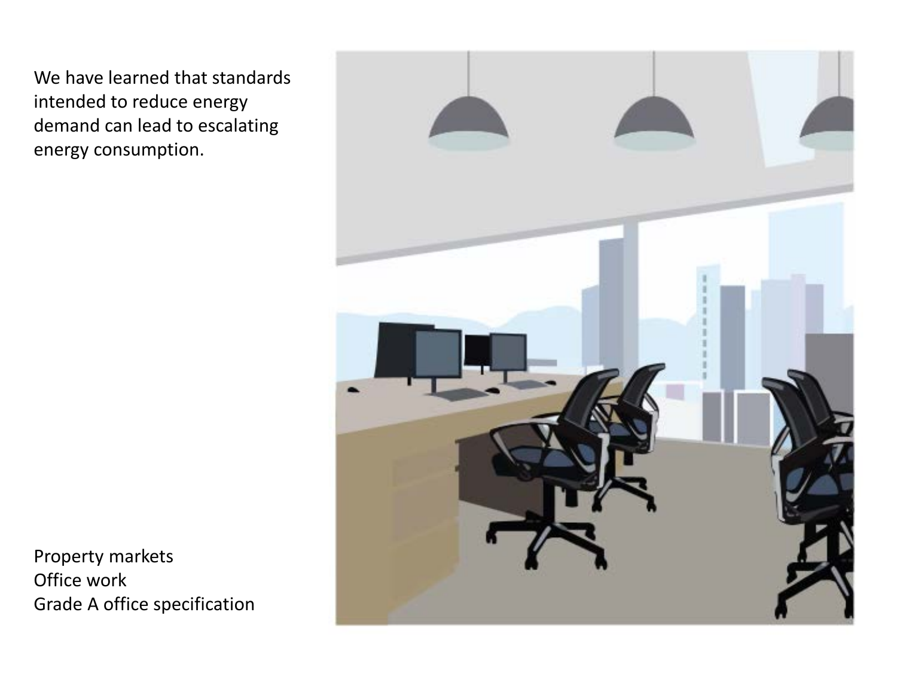We have learned that standards intended to reduce energy demand can lead to escalating energy consumption.

Property markets
Office work
Grade A office specification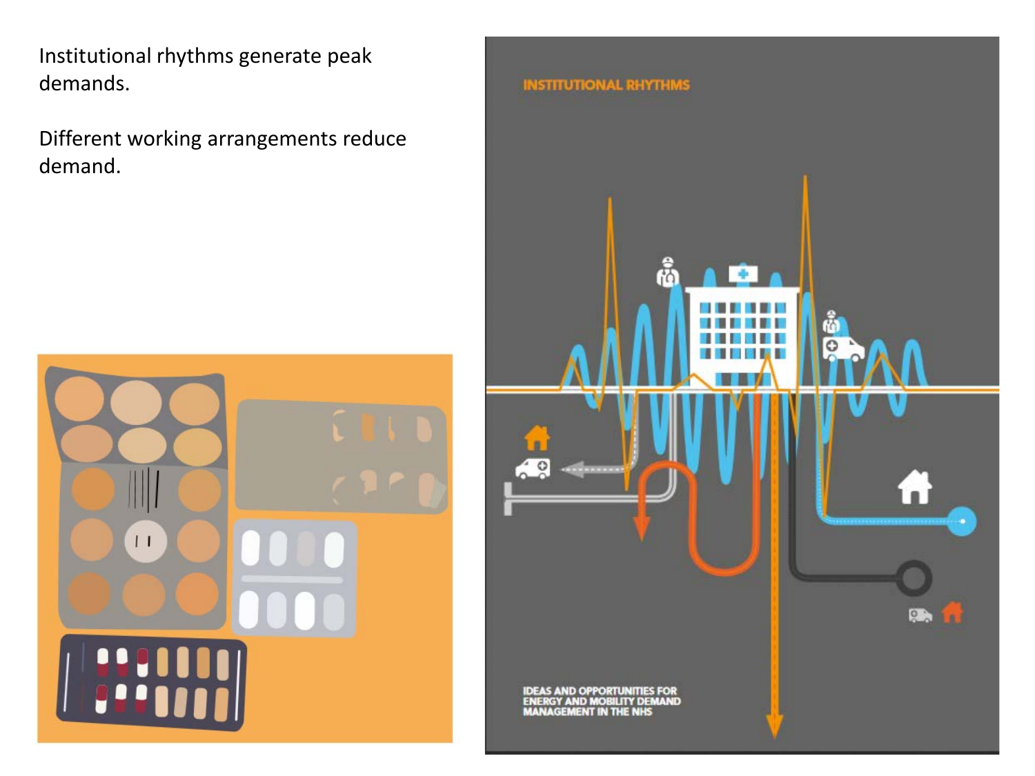Institutional rhythms generate peak demands.

Different working arrangements reduce demand.

INSTITUTIONAL RHYTHMS

IDEAS AND OPPORTUNITIES FOR ENERGY AND MOBILITY DEMAND MANAGEMENT IN THE NHS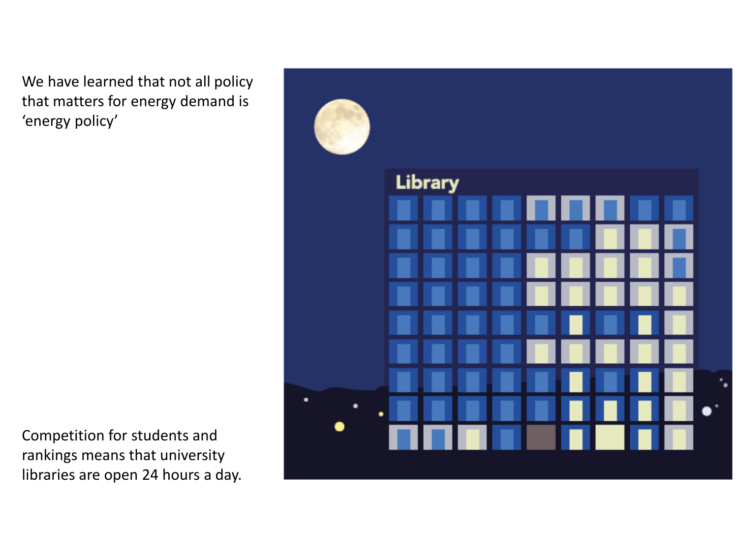We have learned that not all policy that matters for energy demand is 'energy policy'

Competition for students and rankings means that university libraries are open 24 hours a day.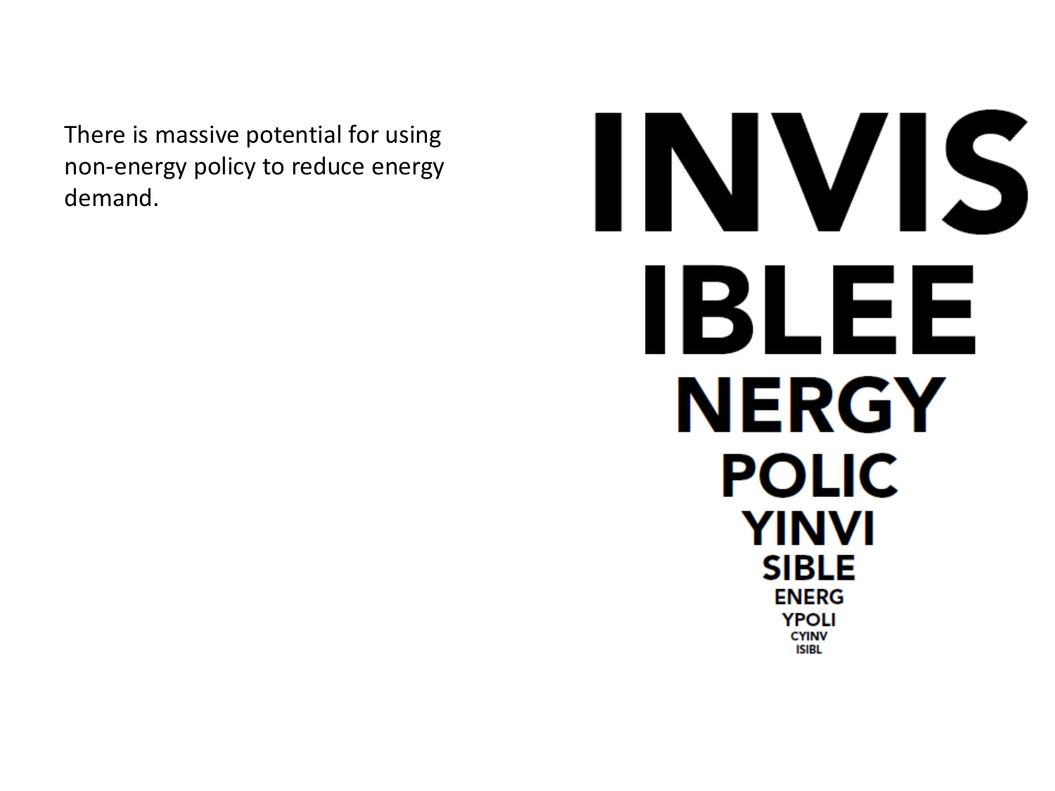There is massive potential for using non-energy policy to reduce energy demand.

INVIS
IBLEE
NERGY
POLIC
YINVI
SIBLE
ENERG
YPOLI
CYINV
ISIBL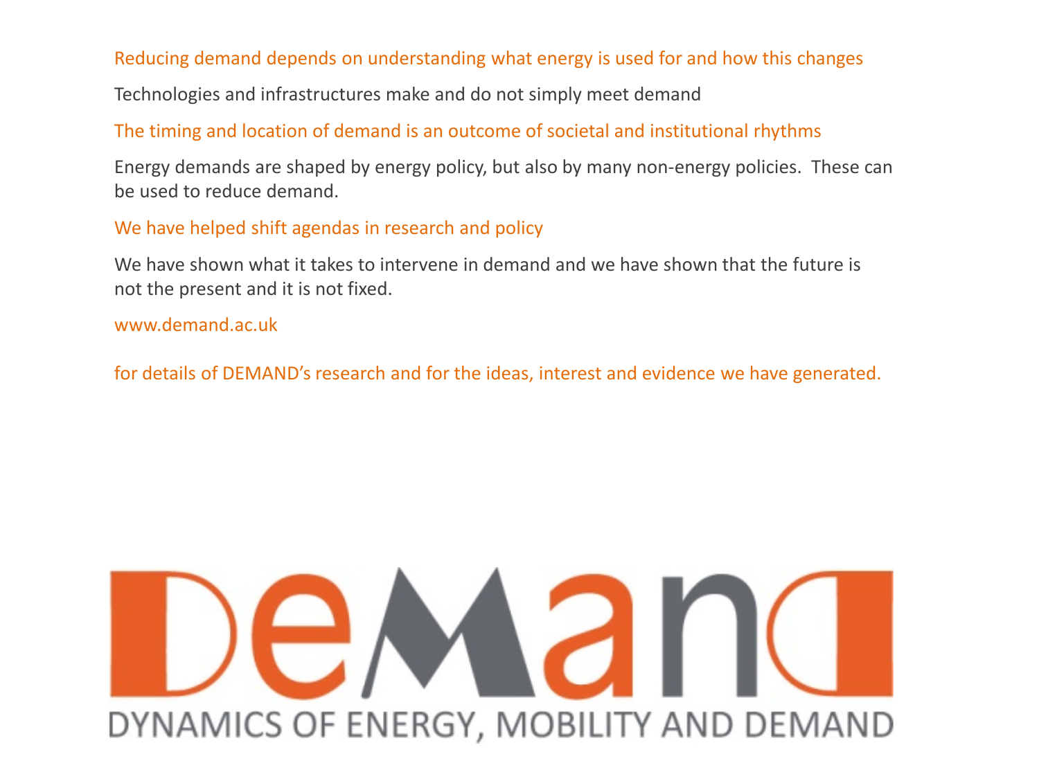Reducing demand depends on understanding what energy is used for and how this changes

Technologies and infrastructures make and do not simply meet demand

The timing and location of demand is an outcome of societal and institutional rhythms

Energy demands are shaped by energy policy, but also by many non-energy policies. These can be used to reduce demand.

We have helped shift agendas in research and policy

We have shown what it takes to intervene in demand and we have shown that the future is not the present and it is not fixed.

www.demand.ac.uk

for details of DEMAND's research and for the ideas, interest and evidence we have generated.

DEMAND

DYNAMICS OF ENERGY, MOBILITY AND DEMAND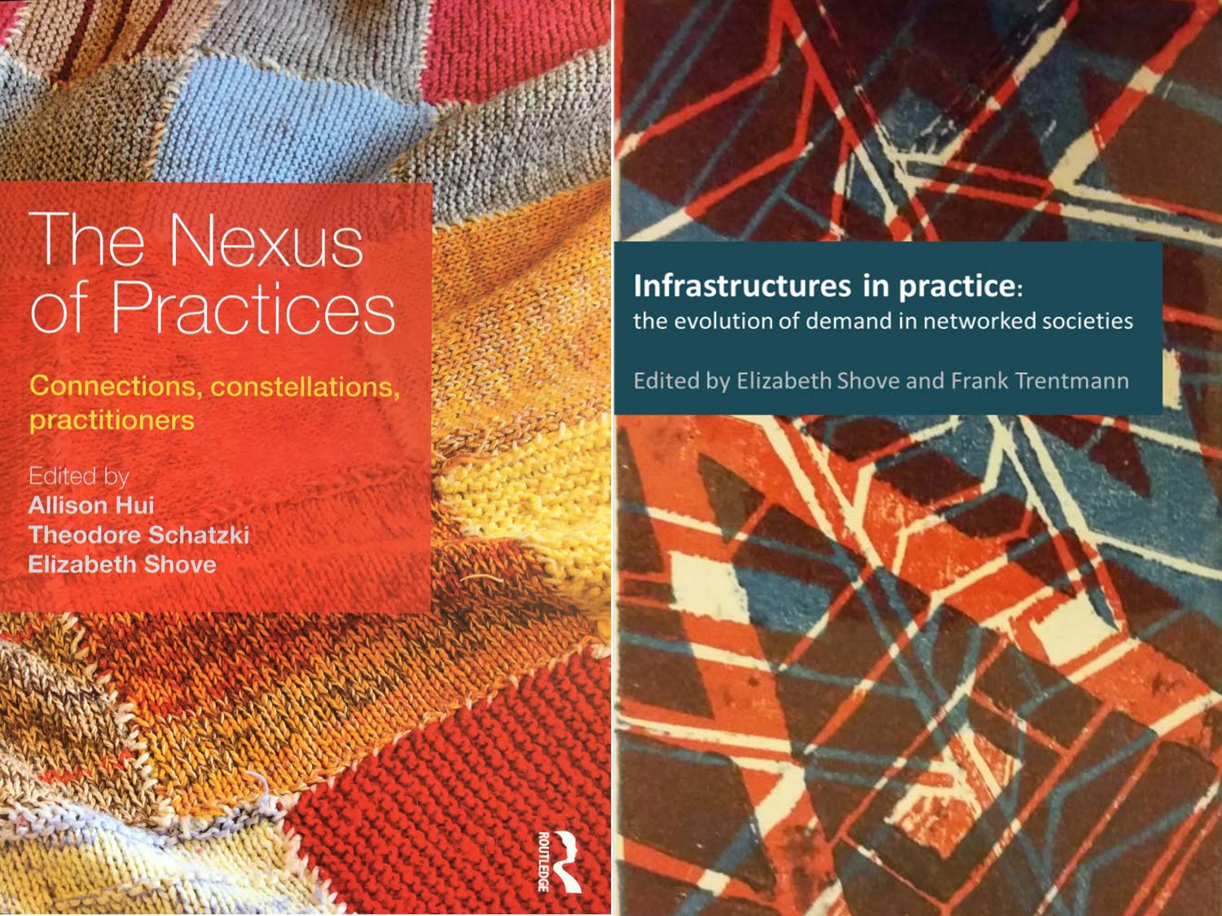# The Nexus of Practices

**Connections, constellations, practitioners**

Edited by
**Allison Hui**
**Theodore Schatzki**
**Elizabeth Shove**

ROUTLEDGE

**Infrastructures in practice:**
the evolution of demand in networked societies

Edited by Elizabeth Shove and Frank Trentmann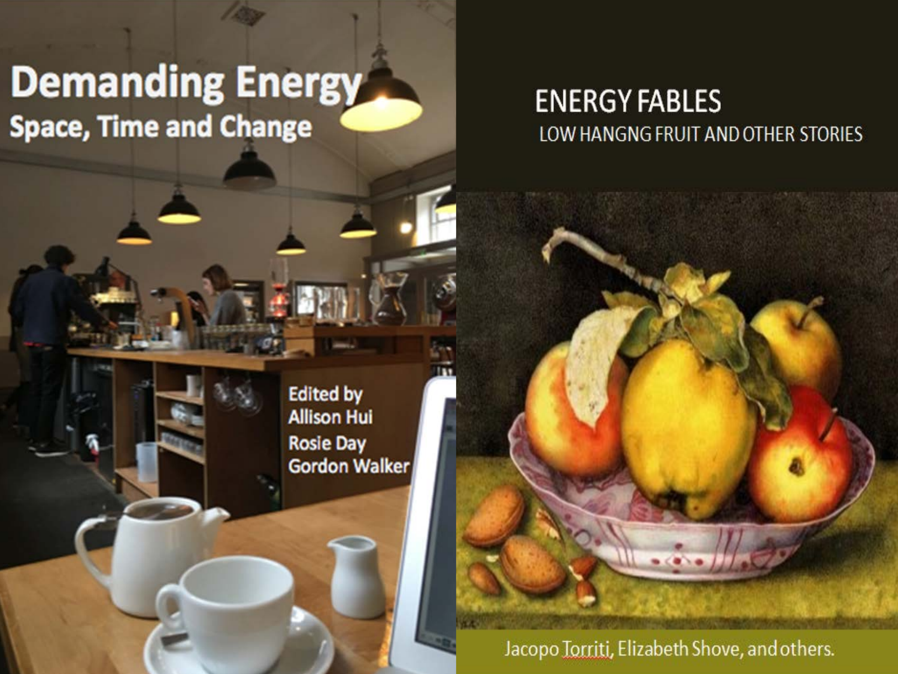# Demanding Energy

## Space, Time and Change

Edited by
Allison Hui
Rosie Day
Gordon Walker

# ENERGY FABLES

## LOW HANGNG FRUIT AND OTHER STORIES

Jacopo Torriti, Elizabeth Shove, and others.